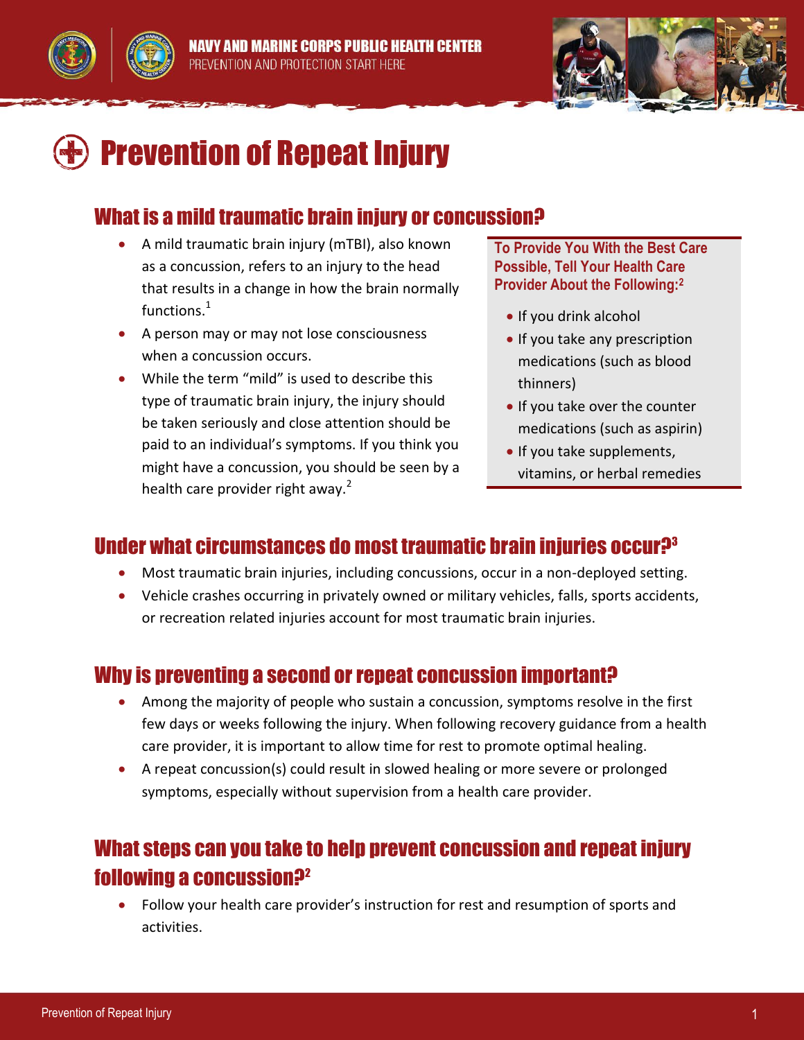NAVY AND MARINE CORPS PUBLIC HEALTH CENTER
PREVENTION AND PROTECTION START HERE

# Prevention of Repeat Injury

## What is a mild traumatic brain injury or concussion?

- A mild traumatic brain injury (mTBI), also known as a concussion, refers to an injury to the head that results in a change in how the brain normally functions.[1]
- A person may or may not lose consciousness when a concussion occurs.
- While the term "mild" is used to describe this type of traumatic brain injury, the injury should be taken seriously and close attention should be paid to an individual's symptoms. If you think you might have a concussion, you should be seen by a health care provider right away.[2]

**To Provide You With the Best Care Possible, Tell Your Health Care Provider About the Following:[2]**

- If you drink alcohol
- If you take any prescription medications (such as blood thinners)
- If you take over the counter medications (such as aspirin)
- If you take supplements, vitamins, or herbal remedies

## Under what circumstances do most traumatic brain injuries occur?[3]

- Most traumatic brain injuries, including concussions, occur in a non-deployed setting.
- Vehicle crashes occurring in privately owned or military vehicles, falls, sports accidents, or recreation related injuries account for most traumatic brain injuries.

## Why is preventing a second or repeat concussion important?

- Among the majority of people who sustain a concussion, symptoms resolve in the first few days or weeks following the injury. When following recovery guidance from a health care provider, it is important to allow time for rest to promote optimal healing.
- A repeat concussion(s) could result in slowed healing or more severe or prolonged symptoms, especially without supervision from a health care provider.

## What steps can you take to help prevent concussion and repeat injury following a concussion?[2]

- Follow your health care provider's instruction for rest and resumption of sports and activities.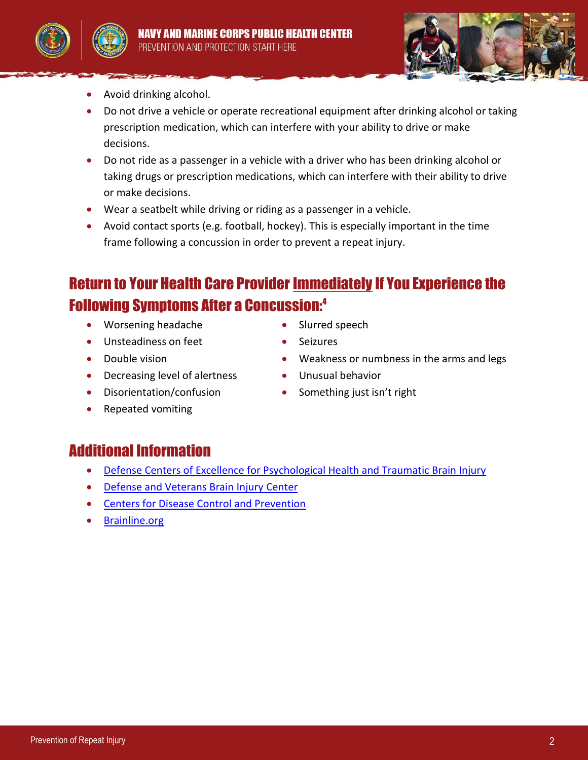- Avoid drinking alcohol.
- Do not drive a vehicle or operate recreational equipment after drinking alcohol or taking prescription medication, which can interfere with your ability to drive or make decisions.
- Do not ride as a passenger in a vehicle with a driver who has been drinking alcohol or taking drugs or prescription medications, which can interfere with their ability to drive or make decisions.
- Wear a seatbelt while driving or riding as a passenger in a vehicle.
- Avoid contact sports (e.g. football, hockey). This is especially important in the time frame following a concussion in order to prevent a repeat injury.

## Return to Your Health Care Provider Immediately If You Experience the Following Symptoms After a Concussion:[4]

- Worsening headache
- Unsteadiness on feet
- Double vision
- Decreasing level of alertness
- Disorientation/confusion
- Repeated vomiting
- Slurred speech
- Seizures
- Weakness or numbness in the arms and legs
- Unusual behavior
- Something just isn't right

## Additional Information

- Defense Centers of Excellence for Psychological Health and Traumatic Brain Injury
- Defense and Veterans Brain Injury Center
- Centers for Disease Control and Prevention
- Brainline.org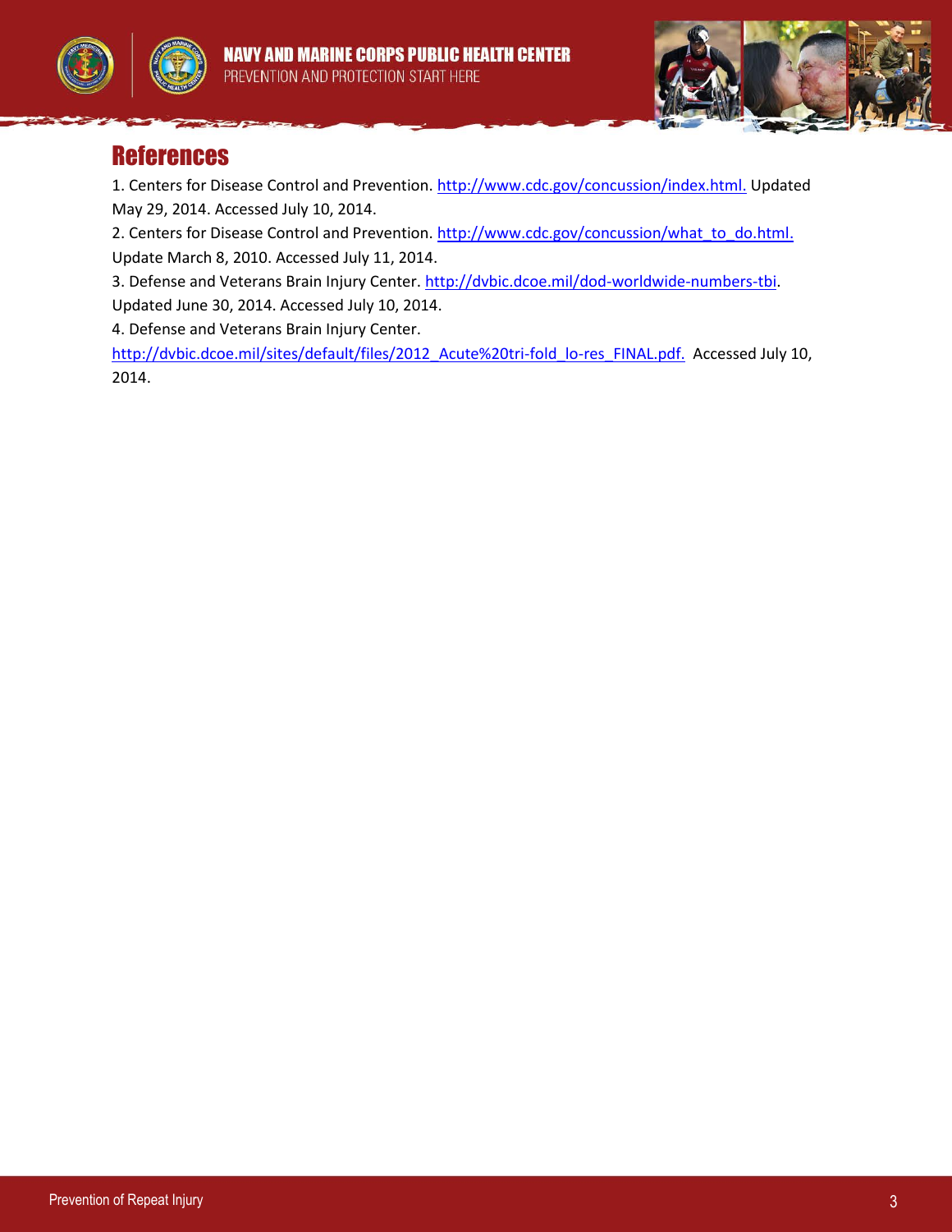## References

1. Centers for Disease Control and Prevention. http://www.cdc.gov/concussion/index.html. Updated May 29, 2014. Accessed July 10, 2014.
2. Centers for Disease Control and Prevention. http://www.cdc.gov/concussion/what_to_do.html. Update March 8, 2010. Accessed July 11, 2014.
3. Defense and Veterans Brain Injury Center. http://dvbic.dcoe.mil/dod-worldwide-numbers-tbi. Updated June 30, 2014. Accessed July 10, 2014.
4. Defense and Veterans Brain Injury Center. http://dvbic.dcoe.mil/sites/default/files/2012_Acute%20tri-fold_lo-res_FINAL.pdf. Accessed July 10, 2014.